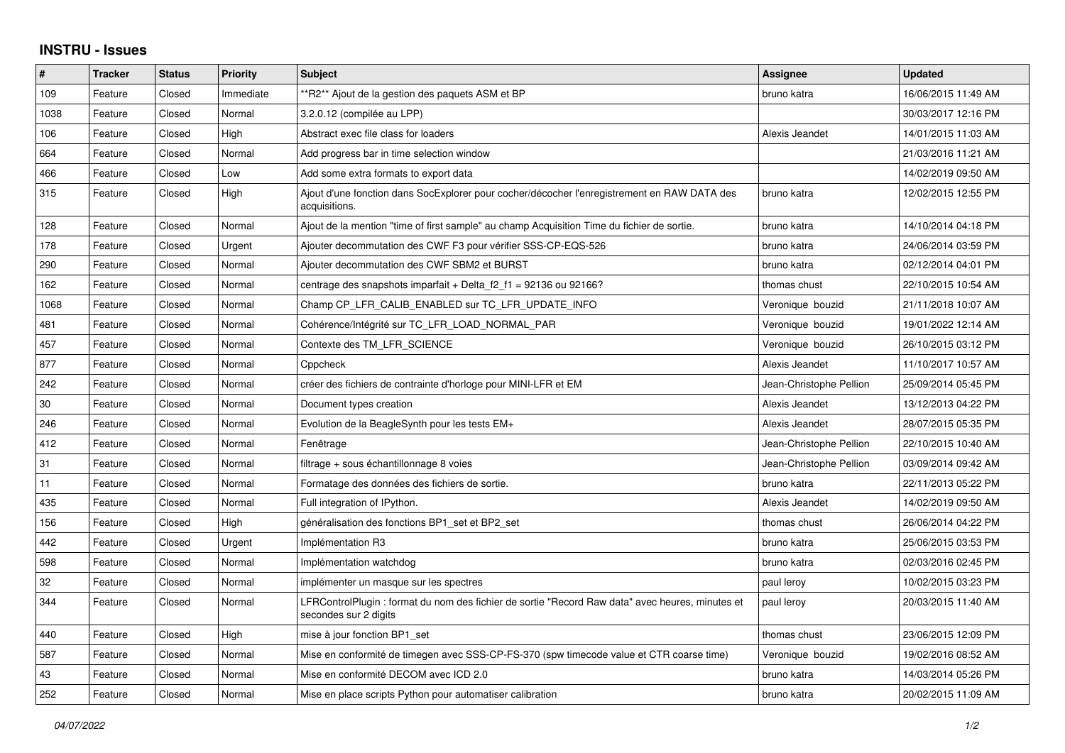## INSTRU - Issues

| # | Tracker | Status | Priority | Subject | Assignee | Updated |
|---|---|---|---|---|---|---|
| 109 | Feature | Closed | Immediate | **R2** Ajout de la gestion des paquets ASM et BP | bruno katra | 16/06/2015 11:49 AM |
| 1038 | Feature | Closed | Normal | 3.2.0.12 (compilée au LPP) | | 30/03/2017 12:16 PM |
| 106 | Feature | Closed | High | Abstract exec file class for loaders | Alexis Jeandet | 14/01/2015 11:03 AM |
| 664 | Feature | Closed | Normal | Add progress bar in time selection window | | 21/03/2016 11:21 AM |
| 466 | Feature | Closed | Low | Add some extra formats to export data | | 14/02/2019 09:50 AM |
| 315 | Feature | Closed | High | Ajout d'une fonction dans SocExplorer pour cocher/décocher l'enregistrement en RAW DATA des acquisitions. | bruno katra | 12/02/2015 12:55 PM |
| 128 | Feature | Closed | Normal | Ajout de la mention "time of first sample" au champ Acquisition Time du fichier de sortie. | bruno katra | 14/10/2014 04:18 PM |
| 178 | Feature | Closed | Urgent | Ajouter decommutation des CWF F3 pour vérifier SSS-CP-EQS-526 | bruno katra | 24/06/2014 03:59 PM |
| 290 | Feature | Closed | Normal | Ajouter decommutation des CWF SBM2 et BURST | bruno katra | 02/12/2014 04:01 PM |
| 162 | Feature | Closed | Normal | centrage des snapshots imparfait + Delta_f2_f1 = 92136 ou 92166? | thomas chust | 22/10/2015 10:54 AM |
| 1068 | Feature | Closed | Normal | Champ CP_LFR_CALIB_ENABLED sur TC_LFR_UPDATE_INFO | Veronique bouzid | 21/11/2018 10:07 AM |
| 481 | Feature | Closed | Normal | Cohérence/Intégrité sur TC_LFR_LOAD_NORMAL_PAR | Veronique bouzid | 19/01/2022 12:14 AM |
| 457 | Feature | Closed | Normal | Contexte des TM_LFR_SCIENCE | Veronique bouzid | 26/10/2015 03:12 PM |
| 877 | Feature | Closed | Normal | Cppcheck | Alexis Jeandet | 11/10/2017 10:57 AM |
| 242 | Feature | Closed | Normal | créer des fichiers de contrainte d'horloge pour MINI-LFR et EM | Jean-Christophe Pellion | 25/09/2014 05:45 PM |
| 30 | Feature | Closed | Normal | Document types creation | Alexis Jeandet | 13/12/2013 04:22 PM |
| 246 | Feature | Closed | Normal | Evolution de la BeagleSynth pour les tests EM+ | Alexis Jeandet | 28/07/2015 05:35 PM |
| 412 | Feature | Closed | Normal | Fenêtrage | Jean-Christophe Pellion | 22/10/2015 10:40 AM |
| 31 | Feature | Closed | Normal | filtrage + sous échantillonnage 8 voies | Jean-Christophe Pellion | 03/09/2014 09:42 AM |
| 11 | Feature | Closed | Normal | Formatage des données des fichiers de sortie. | bruno katra | 22/11/2013 05:22 PM |
| 435 | Feature | Closed | Normal | Full integration of IPython. | Alexis Jeandet | 14/02/2019 09:50 AM |
| 156 | Feature | Closed | High | généralisation des fonctions BP1_set et BP2_set | thomas chust | 26/06/2014 04:22 PM |
| 442 | Feature | Closed | Urgent | Implémentation R3 | bruno katra | 25/06/2015 03:53 PM |
| 598 | Feature | Closed | Normal | Implémentation watchdog | bruno katra | 02/03/2016 02:45 PM |
| 32 | Feature | Closed | Normal | implémenter un masque sur les spectres | paul leroy | 10/02/2015 03:23 PM |
| 344 | Feature | Closed | Normal | LFRControlPlugin : format du nom des fichier de sortie "Record Raw data" avec heures, minutes et secondes sur 2 digits | paul leroy | 20/03/2015 11:40 AM |
| 440 | Feature | Closed | High | mise à jour fonction BP1_set | thomas chust | 23/06/2015 12:09 PM |
| 587 | Feature | Closed | Normal | Mise en conformité de timegen avec SSS-CP-FS-370 (spw timecode value et CTR coarse time) | Veronique bouzid | 19/02/2016 08:52 AM |
| 43 | Feature | Closed | Normal | Mise en conformité DECOM avec ICD 2.0 | bruno katra | 14/03/2014 05:26 PM |
| 252 | Feature | Closed | Normal | Mise en place scripts Python pour automatiser calibration | bruno katra | 20/02/2015 11:09 AM |

*04/07/2022*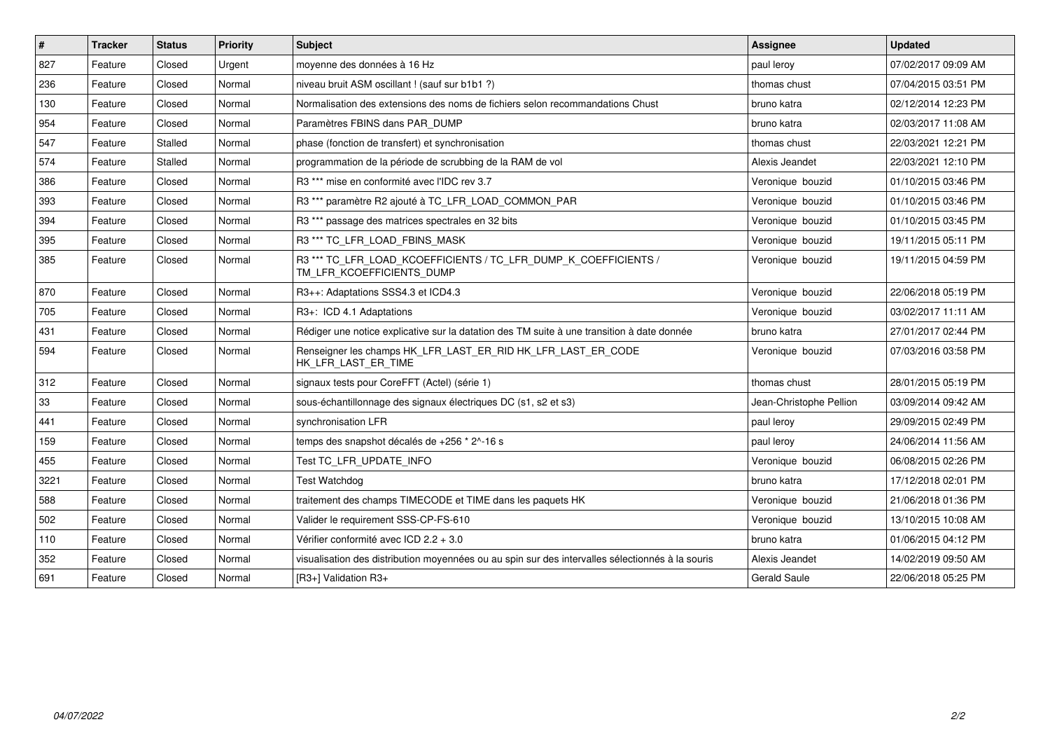| # | Tracker | Status | Priority | Subject | Assignee | Updated |
|---|---|---|---|---|---|---|
| 827 | Feature | Closed | Urgent | moyenne des données à 16 Hz | paul leroy | 07/02/2017 09:09 AM |
| 236 | Feature | Closed | Normal | niveau bruit ASM oscillant ! (sauf sur b1b1 ?) | thomas chust | 07/04/2015 03:51 PM |
| 130 | Feature | Closed | Normal | Normalisation des extensions des noms de fichiers selon recommandations Chust | bruno katra | 02/12/2014 12:23 PM |
| 954 | Feature | Closed | Normal | Paramètres FBINS dans PAR_DUMP | bruno katra | 02/03/2017 11:08 AM |
| 547 | Feature | Stalled | Normal | phase (fonction de transfert) et synchronisation | thomas chust | 22/03/2021 12:21 PM |
| 574 | Feature | Stalled | Normal | programmation de la période de scrubbing de la RAM de vol | Alexis Jeandet | 22/03/2021 12:10 PM |
| 386 | Feature | Closed | Normal | R3 *** mise en conformité avec l'IDC rev 3.7 | Veronique bouzid | 01/10/2015 03:46 PM |
| 393 | Feature | Closed | Normal | R3 *** paramètre R2 ajouté à TC_LFR_LOAD_COMMON_PAR | Veronique bouzid | 01/10/2015 03:46 PM |
| 394 | Feature | Closed | Normal | R3 *** passage des matrices spectrales en 32 bits | Veronique bouzid | 01/10/2015 03:45 PM |
| 395 | Feature | Closed | Normal | R3 *** TC_LFR_LOAD_FBINS_MASK | Veronique bouzid | 19/11/2015 05:11 PM |
| 385 | Feature | Closed | Normal | R3 *** TC_LFR_LOAD_KCOEFFICIENTS / TC_LFR_DUMP_K_COEFFICIENTS / TM_LFR_KCOEFFICIENTS_DUMP | Veronique bouzid | 19/11/2015 04:59 PM |
| 870 | Feature | Closed | Normal | R3++: Adaptations SSS4.3 et ICD4.3 | Veronique bouzid | 22/06/2018 05:19 PM |
| 705 | Feature | Closed | Normal | R3+: ICD 4.1 Adaptations | Veronique bouzid | 03/02/2017 11:11 AM |
| 431 | Feature | Closed | Normal | Rédiger une notice explicative sur la datation des TM suite à une transition à date donnée | bruno katra | 27/01/2017 02:44 PM |
| 594 | Feature | Closed | Normal | Renseigner les champs HK_LFR_LAST_ER_RID HK_LFR_LAST_ER_CODE HK_LFR_LAST_ER_TIME | Veronique bouzid | 07/03/2016 03:58 PM |
| 312 | Feature | Closed | Normal | signaux tests pour CoreFFT (Actel) (série 1) | thomas chust | 28/01/2015 05:19 PM |
| 33 | Feature | Closed | Normal | sous-échantillonnage des signaux électriques DC (s1, s2 et s3) | Jean-Christophe Pellion | 03/09/2014 09:42 AM |
| 441 | Feature | Closed | Normal | synchronisation LFR | paul leroy | 29/09/2015 02:49 PM |
| 159 | Feature | Closed | Normal | temps des snapshot décalés de +256 * 2^-16 s | paul leroy | 24/06/2014 11:56 AM |
| 455 | Feature | Closed | Normal | Test TC_LFR_UPDATE_INFO | Veronique bouzid | 06/08/2015 02:26 PM |
| 3221 | Feature | Closed | Normal | Test Watchdog | bruno katra | 17/12/2018 02:01 PM |
| 588 | Feature | Closed | Normal | traitement des champs TIMECODE et TIME dans les paquets HK | Veronique bouzid | 21/06/2018 01:36 PM |
| 502 | Feature | Closed | Normal | Valider le requirement SSS-CP-FS-610 | Veronique bouzid | 13/10/2015 10:08 AM |
| 110 | Feature | Closed | Normal | Vérifier conformité avec ICD 2.2 + 3.0 | bruno katra | 01/06/2015 04:12 PM |
| 352 | Feature | Closed | Normal | visualisation des distribution moyennées ou au spin sur des intervalles sélectionnés à la souris | Alexis Jeandet | 14/02/2019 09:50 AM |
| 691 | Feature | Closed | Normal | [R3+] Validation R3+ | Gerald Saule | 22/06/2018 05:25 PM |